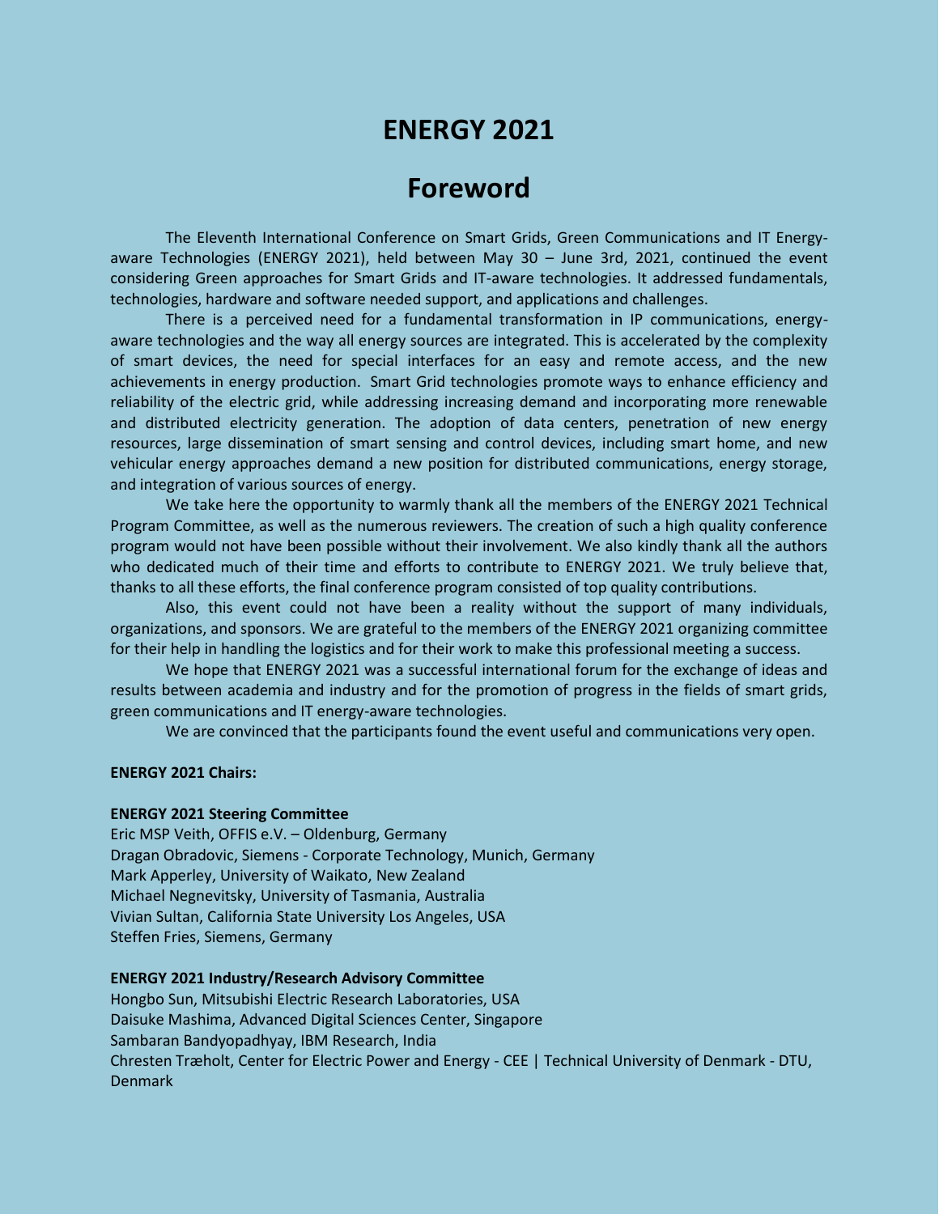# ENERGY 2021

# Foreword

The Eleventh International Conference on Smart Grids, Green Communications and IT Energy-aware Technologies (ENERGY 2021), held between May 30 – June 3rd, 2021, continued the event considering Green approaches for Smart Grids and IT-aware technologies. It addressed fundamentals, technologies, hardware and software needed support, and applications and challenges.

There is a perceived need for a fundamental transformation in IP communications, energy-aware technologies and the way all energy sources are integrated. This is accelerated by the complexity of smart devices, the need for special interfaces for an easy and remote access, and the new achievements in energy production. Smart Grid technologies promote ways to enhance efficiency and reliability of the electric grid, while addressing increasing demand and incorporating more renewable and distributed electricity generation. The adoption of data centers, penetration of new energy resources, large dissemination of smart sensing and control devices, including smart home, and new vehicular energy approaches demand a new position for distributed communications, energy storage, and integration of various sources of energy.

We take here the opportunity to warmly thank all the members of the ENERGY 2021 Technical Program Committee, as well as the numerous reviewers. The creation of such a high quality conference program would not have been possible without their involvement. We also kindly thank all the authors who dedicated much of their time and efforts to contribute to ENERGY 2021. We truly believe that, thanks to all these efforts, the final conference program consisted of top quality contributions.

Also, this event could not have been a reality without the support of many individuals, organizations, and sponsors. We are grateful to the members of the ENERGY 2021 organizing committee for their help in handling the logistics and for their work to make this professional meeting a success.

We hope that ENERGY 2021 was a successful international forum for the exchange of ideas and results between academia and industry and for the promotion of progress in the fields of smart grids, green communications and IT energy-aware technologies.

We are convinced that the participants found the event useful and communications very open.

**ENERGY 2021 Chairs:**

**ENERGY 2021 Steering Committee**

Eric MSP Veith, OFFIS e.V. – Oldenburg, Germany
Dragan Obradovic, Siemens - Corporate Technology, Munich, Germany
Mark Apperley, University of Waikato, New Zealand
Michael Negnevitsky, University of Tasmania, Australia
Vivian Sultan, California State University Los Angeles, USA
Steffen Fries, Siemens, Germany

**ENERGY 2021 Industry/Research Advisory Committee**

Hongbo Sun, Mitsubishi Electric Research Laboratories, USA
Daisuke Mashima, Advanced Digital Sciences Center, Singapore
Sambaran Bandyopadhyay, IBM Research, India
Chresten Træholt, Center for Electric Power and Energy - CEE | Technical University of Denmark - DTU, Denmark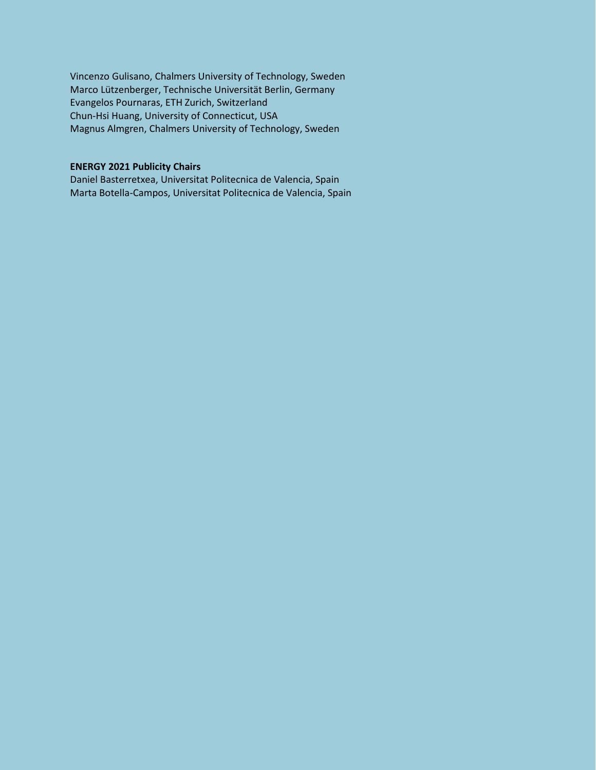Vincenzo Gulisano, Chalmers University of Technology, Sweden
Marco Lützenberger, Technische Universität Berlin, Germany
Evangelos Pournaras, ETH Zurich, Switzerland
Chun-Hsi Huang, University of Connecticut, USA
Magnus Almgren, Chalmers University of Technology, Sweden

**ENERGY 2021 Publicity Chairs**

Daniel Basterretxea, Universitat Politecnica de Valencia, Spain
Marta Botella-Campos, Universitat Politecnica de Valencia, Spain